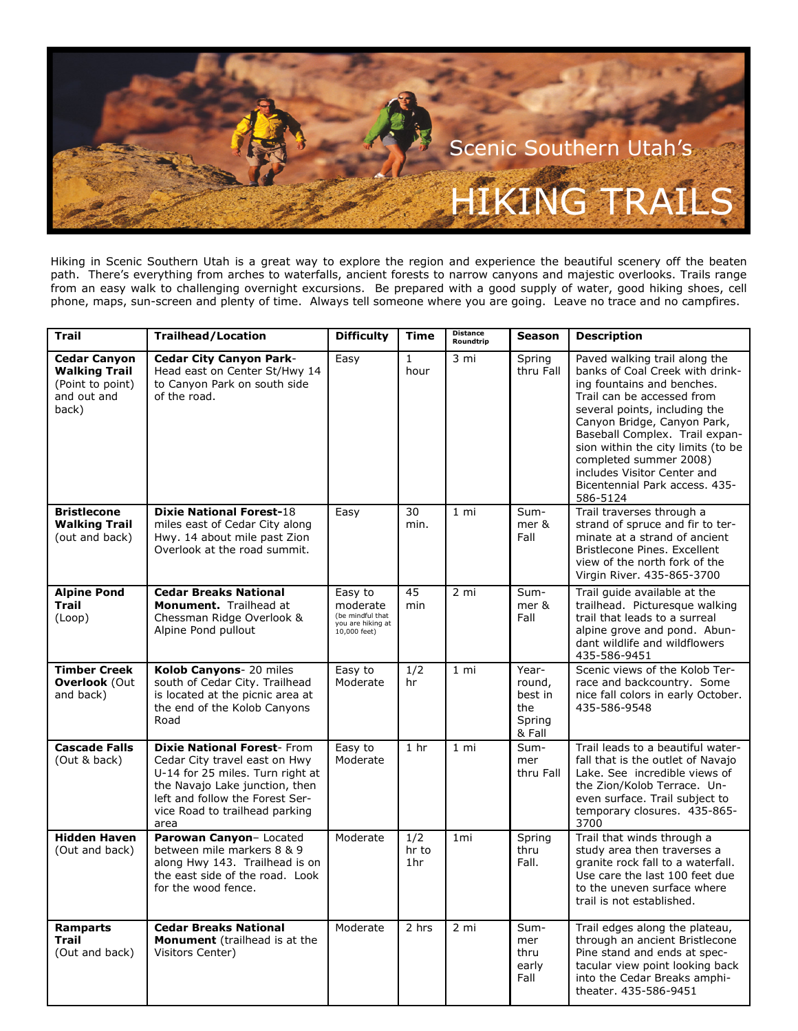# Scenic Southern Utah's HIKING TRAILS

Hiking in Scenic Southern Utah is a great way to explore the region and experience the beautiful scenery off the beaten path. There's everything from arches to waterfalls, ancient forests to narrow canyons and majestic overlooks. Trails range from an easy walk to challenging overnight excursions. Be prepared with a good supply of water, good hiking shoes, cell phone, maps, sun-screen and plenty of time. Always tell someone where you are going. Leave no trace and no campfires.

| Trail | Trailhead/Location | Difficulty | Time | Distance Roundtrip | Season | Description |
|---|---|---|---|---|---|---|
| **Cedar Canyon Walking Trail** (Point to point) and out and back) | **Cedar City Canyon Park**- Head east on Center St/Hwy 14 to Canyon Park on south side of the road. | Easy | 1 hour | 3 mi | Spring thru Fall | Paved walking trail along the banks of Coal Creek with drinking fountains and benches. Trail can be accessed from several points, including the Canyon Bridge, Canyon Park, Baseball Complex. Trail expansion within the city limits (to be completed summer 2008) includes Visitor Center and Bicentennial Park access. 435-586-5124 |
| **Bristlecone Walking Trail** (out and back) | **Dixie National Forest-**18 miles east of Cedar City along Hwy. 14 about mile past Zion Overlook at the road summit. | Easy | 30 min. | 1 mi | Summer & Fall | Trail traverses through a strand of spruce and fir to terminate at a strand of ancient Bristlecone Pines. Excellent view of the north fork of the Virgin River. 435-865-3700 |
| **Alpine Pond Trail** (Loop) | **Cedar Breaks National Monument.** Trailhead at Chessman Ridge Overlook & Alpine Pond pullout | Easy to moderate (be mindful that you are hiking at 10,000 feet) | 45 min | 2 mi | Summer & Fall | Trail guide available at the trailhead. Picturesque walking trail that leads to a surreal alpine grove and pond. Abundant wildlife and wildflowers 435-586-9451 |
| **Timber Creek Overlook** (Out and back) | **Kolob Canyons**- 20 miles south of Cedar City. Trailhead is located at the picnic area at the end of the Kolob Canyons Road | Easy to Moderate | 1/2 hr | 1 mi | Year-round, best in the Spring & Fall | Scenic views of the Kolob Terrace and backcountry. Some nice fall colors in early October. 435-586-9548 |
| **Cascade Falls** (Out & back) | **Dixie National Forest**- From Cedar City travel east on Hwy U-14 for 25 miles. Turn right at the Navajo Lake junction, then left and follow the Forest Service Road to trailhead parking area | Easy to Moderate | 1 hr | 1 mi | Summer thru Fall | Trail leads to a beautiful waterfall that is the outlet of Navajo Lake. See incredible views of the Zion/Kolob Terrace. Uneven surface. Trail subject to temporary closures. 435-865-3700 |
| **Hidden Haven** (Out and back) | **Parowan Canyon**– Located between mile markers 8 & 9 along Hwy 143. Trailhead is on the east side of the road. Look for the wood fence. | Moderate | 1/2 hr to 1hr | 1mi | Spring thru Fall. | Trail that winds through a study area then traverses a granite rock fall to a waterfall. Use care the last 100 feet due to the uneven surface where trail is not established. |
| **Ramparts Trail** (Out and back) | **Cedar Breaks National Monument** (trailhead is at the Visitors Center) | Moderate | 2 hrs | 2 mi | Summer thru early Fall | Trail edges along the plateau, through an ancient Bristlecone Pine stand and ends at spectacular view point looking back into the Cedar Breaks amphitheater. 435-586-9451 |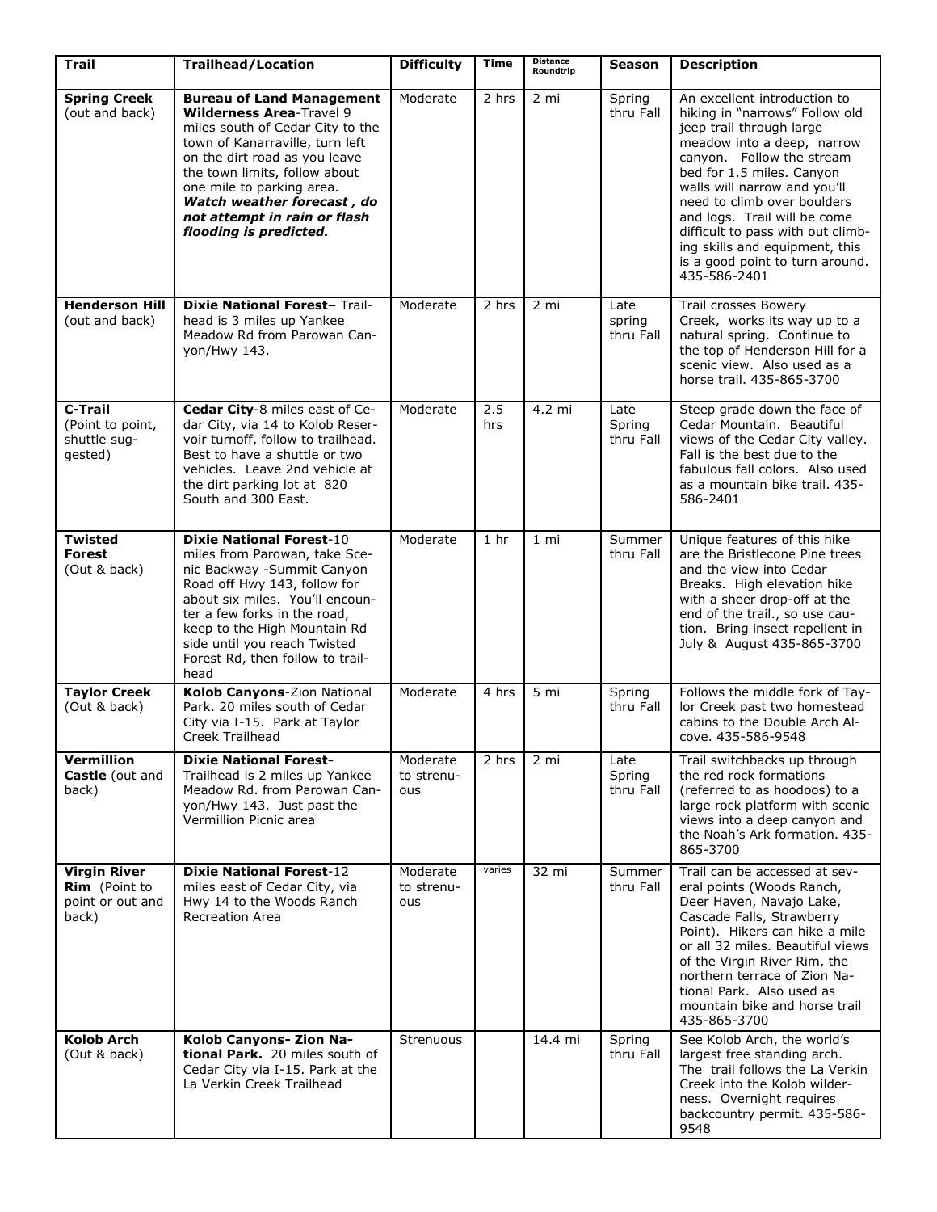| Trail | Trailhead/Location | Difficulty | Time | Distance Roundtrip | Season | Description |
|---|---|---|---|---|---|---|
| **Spring Creek** (out and back) | **Bureau of Land Management Wilderness Area**-Travel 9 miles south of Cedar City to the town of Kanarraville, turn left on the dirt road as you leave the town limits, follow about one mile to parking area. ***Watch weather forecast , do not attempt in rain or flash flooding is predicted.*** | Moderate | 2 hrs | 2 mi | Spring thru Fall | An excellent introduction to hiking in "narrows" Follow old jeep trail through large meadow into a deep, narrow canyon. Follow the stream bed for 1.5 miles. Canyon walls will narrow and you'll need to climb over boulders and logs. Trail will be come difficult to pass with out climbing skills and equipment, this is a good point to turn around. 435-586-2401 |
| **Henderson Hill** (out and back) | **Dixie National Forest–** Trailhead is 3 miles up Yankee Meadow Rd from Parowan Canyon/Hwy 143. | Moderate | 2 hrs | 2 mi | Late spring thru Fall | Trail crosses Bowery Creek, works its way up to a natural spring. Continue to the top of Henderson Hill for a scenic view. Also used as a horse trail. 435-865-3700 |
| **C-Trail** (Point to point, shuttle suggested) | **Cedar City**-8 miles east of Cedar City, via 14 to Kolob Reservoir turnoff, follow to trailhead. Best to have a shuttle or two vehicles. Leave 2nd vehicle at the dirt parking lot at 820 South and 300 East. | Moderate | 2.5 hrs | 4.2 mi | Late Spring thru Fall | Steep grade down the face of Cedar Mountain. Beautiful views of the Cedar City valley. Fall is the best due to the fabulous fall colors. Also used as a mountain bike trail. 435-586-2401 |
| **Twisted Forest** (Out & back) | **Dixie National Forest**-10 miles from Parowan, take Scenic Backway -Summit Canyon Road off Hwy 143, follow for about six miles. You'll encounter a few forks in the road, keep to the High Mountain Rd side until you reach Twisted Forest Rd, then follow to trailhead | Moderate | 1 hr | 1 mi | Summer thru Fall | Unique features of this hike are the Bristlecone Pine trees and the view into Cedar Breaks. High elevation hike with a sheer drop-off at the end of the trail., so use caution. Bring insect repellent in July & August 435-865-3700 |
| **Taylor Creek** (Out & back) | **Kolob Canyons**-Zion National Park. 20 miles south of Cedar City via I-15. Park at Taylor Creek Trailhead | Moderate | 4 hrs | 5 mi | Spring thru Fall | Follows the middle fork of Taylor Creek past two homestead cabins to the Double Arch Alcove. 435-586-9548 |
| **Vermillion Castle** (out and back) | **Dixie National Forest-** Trailhead is 2 miles up Yankee Meadow Rd. from Parowan Canyon/Hwy 143. Just past the Vermillion Picnic area | Moderate to strenuous | 2 hrs | 2 mi | Late Spring thru Fall | Trail switchbacks up through the red rock formations (referred to as hoodoos) to a large rock platform with scenic views into a deep canyon and the Noah's Ark formation. 435-865-3700 |
| **Virgin River Rim** (Point to point or out and back) | **Dixie National Forest**-12 miles east of Cedar City, via Hwy 14 to the Woods Ranch Recreation Area | Moderate to strenuous | varies | 32 mi | Summer thru Fall | Trail can be accessed at several points (Woods Ranch, Deer Haven, Navajo Lake, Cascade Falls, Strawberry Point). Hikers can hike a mile or all 32 miles. Beautiful views of the Virgin River Rim, the northern terrace of Zion National Park. Also used as mountain bike and horse trail 435-865-3700 |
| **Kolob Arch** (Out & back) | **Kolob Canyons- Zion National Park.** 20 miles south of Cedar City via I-15. Park at the La Verkin Creek Trailhead | Strenuous | | 14.4 mi | Spring thru Fall | See Kolob Arch, the world's largest free standing arch. The trail follows the La Verkin Creek into the Kolob wilderness. Overnight requires backcountry permit. 435-586-9548 |